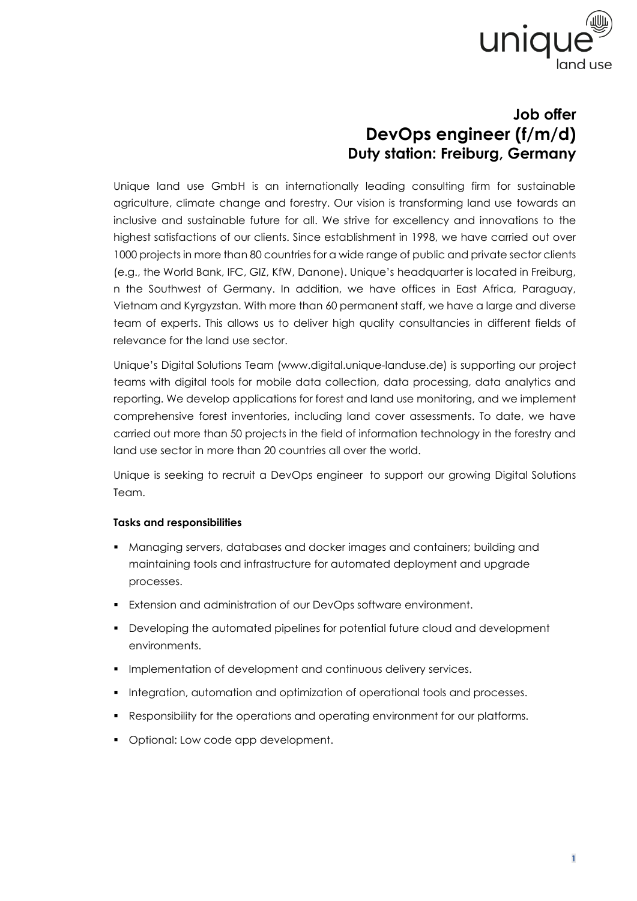# Job offer
# DevOps engineer (f/m/d)
## Duty station: Freiburg, Germany

Unique land use GmbH is an internationally leading consulting firm for sustainable agriculture, climate change and forestry. Our vision is transforming land use towards an inclusive and sustainable future for all. We strive for excellency and innovations to the highest satisfactions of our clients. Since establishment in 1998, we have carried out over 1000 projects in more than 80 countries for a wide range of public and private sector clients (e.g., the World Bank, IFC, GIZ, KfW, Danone). Unique's headquarter is located in Freiburg, n the Southwest of Germany. In addition, we have offices in East Africa, Paraguay, Vietnam and Kyrgyzstan. With more than 60 permanent staff, we have a large and diverse team of experts. This allows us to deliver high quality consultancies in different fields of relevance for the land use sector.

Unique's Digital Solutions Team (www.digital.unique-landuse.de) is supporting our project teams with digital tools for mobile data collection, data processing, data analytics and reporting. We develop applications for forest and land use monitoring, and we implement comprehensive forest inventories, including land cover assessments. To date, we have carried out more than 50 projects in the field of information technology in the forestry and land use sector in more than 20 countries all over the world.

Unique is seeking to recruit a DevOps engineer to support our growing Digital Solutions Team.

**Tasks and responsibilities**

- Managing servers, databases and docker images and containers; building and maintaining tools and infrastructure for automated deployment and upgrade processes.
- Extension and administration of our DevOps software environment.
- Developing the automated pipelines for potential future cloud and development environments.
- Implementation of development and continuous delivery services.
- Integration, automation and optimization of operational tools and processes.
- Responsibility for the operations and operating environment for our platforms.
- Optional: Low code app development.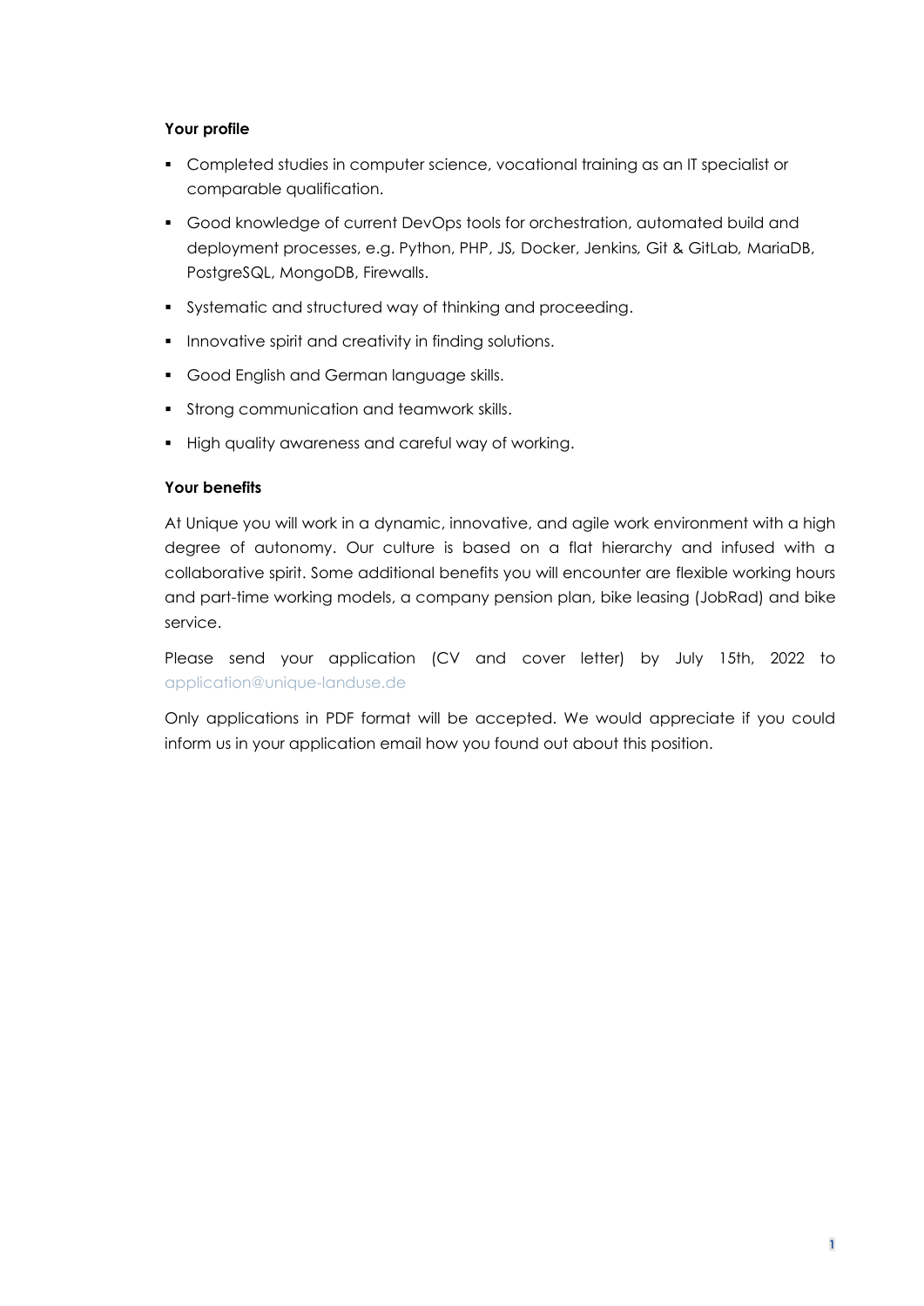**Your profile**

- Completed studies in computer science, vocational training as an IT specialist or comparable qualification.
- Good knowledge of current DevOps tools for orchestration, automated build and deployment processes, e.g. Python, PHP, JS, Docker, Jenkins, Git & GitLab, MariaDB, PostgreSQL, MongoDB, Firewalls.
- Systematic and structured way of thinking and proceeding.
- Innovative spirit and creativity in finding solutions.
- Good English and German language skills.
- Strong communication and teamwork skills.
- High quality awareness and careful way of working.

**Your benefits**

At Unique you will work in a dynamic, innovative, and agile work environment with a high degree of autonomy. Our culture is based on a flat hierarchy and infused with a collaborative spirit. Some additional benefits you will encounter are flexible working hours and part-time working models, a company pension plan, bike leasing (JobRad) and bike service.

Please send your application (CV and cover letter) by July 15th, 2022 to application@unique-landuse.de

Only applications in PDF format will be accepted. We would appreciate if you could inform us in your application email how you found out about this position.